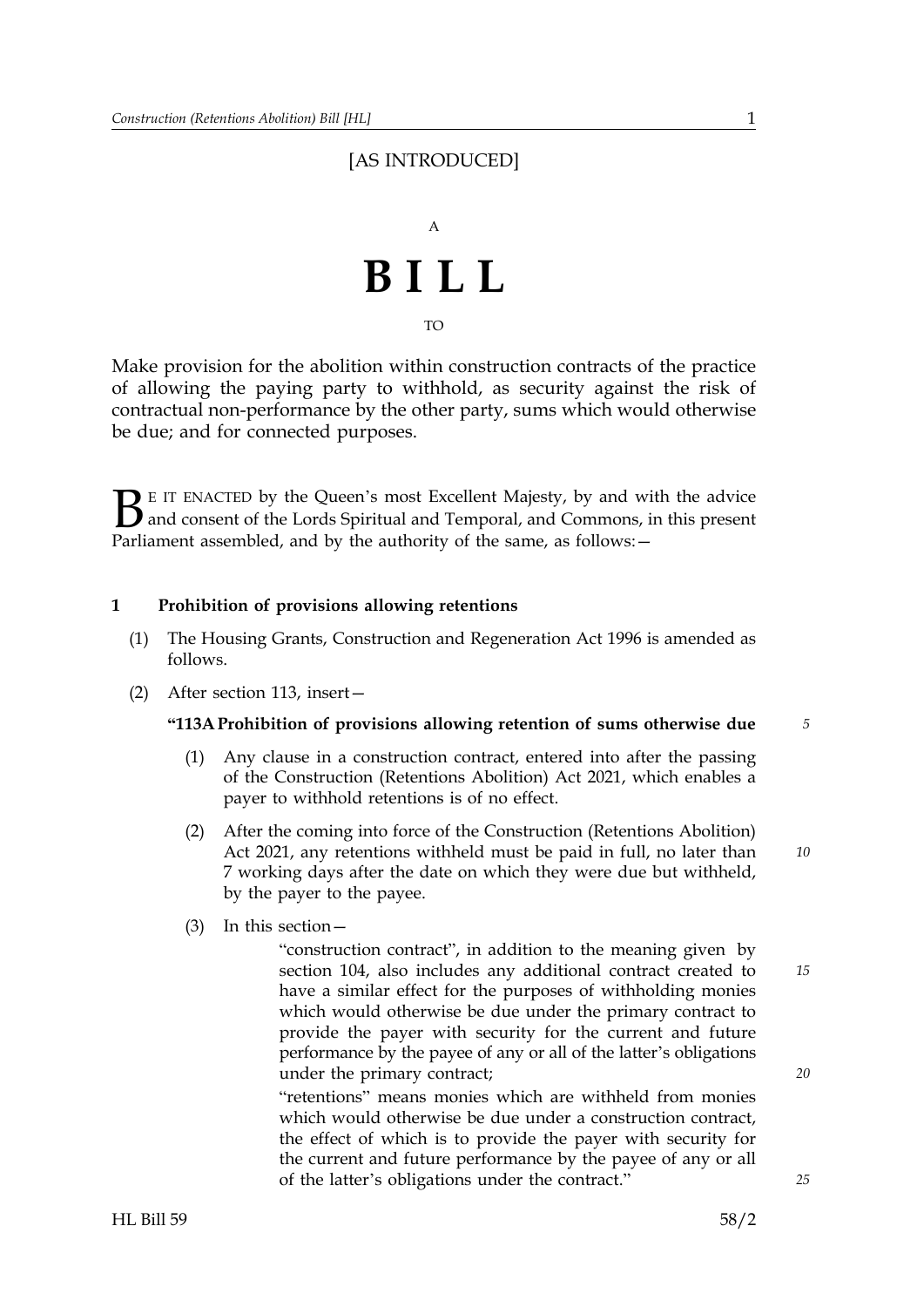[AS INTRODUCED]

A

# BILL

TO

Make provision for the abolition within construction contracts of the practice of allowing the paying party to withhold, as security against the risk of contractual non-performance by the other party, sums which would otherwise be due; and for connected purposes.

BE IT ENACTED by the Queen's most Excellent Majesty, by and with the advice and consent of the Lords Spiritual and Temporal, and Commons, in this present Parliament assembled, and by the authority of the same, as follows:—

### 1 Prohibition of provisions allowing retentions

(1) The Housing Grants, Construction and Regeneration Act 1996 is amended as follows.

(2) After section 113, insert—

**"113A Prohibition of provisions allowing retention of sums otherwise due**

(1) Any clause in a construction contract, entered into after the passing of the Construction (Retentions Abolition) Act 2021, which enables a payer to withhold retentions is of no effect.

(2) After the coming into force of the Construction (Retentions Abolition) Act 2021, any retentions withheld must be paid in full, no later than 7 working days after the date on which they were due but withheld, by the payer to the payee.

(3) In this section—

"construction contract", in addition to the meaning given by section 104, also includes any additional contract created to have a similar effect for the purposes of withholding monies which would otherwise be due under the primary contract to provide the payer with security for the current and future performance by the payee of any or all of the latter's obligations under the primary contract;

"retentions" means monies which are withheld from monies which would otherwise be due under a construction contract, the effect of which is to provide the payer with security for the current and future performance by the payee of any or all of the latter's obligations under the contract."

HL Bill 59 58/2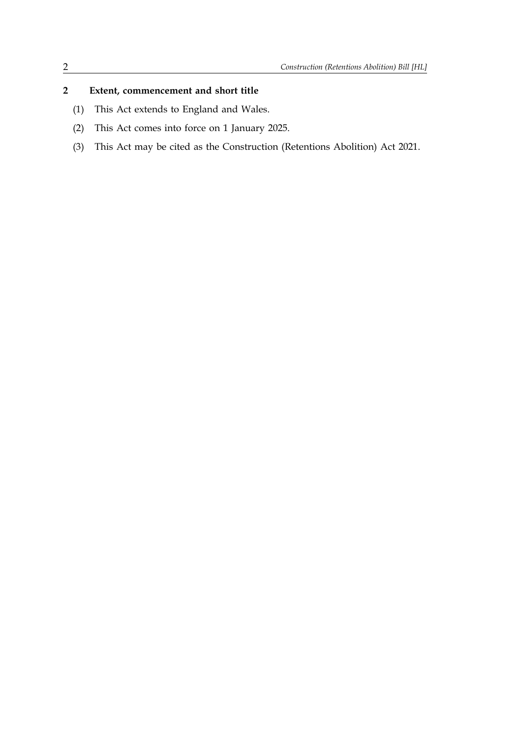## 2 Extent, commencement and short title

(1) This Act extends to England and Wales.

(2) This Act comes into force on 1 January 2025.

(3) This Act may be cited as the Construction (Retentions Abolition) Act 2021.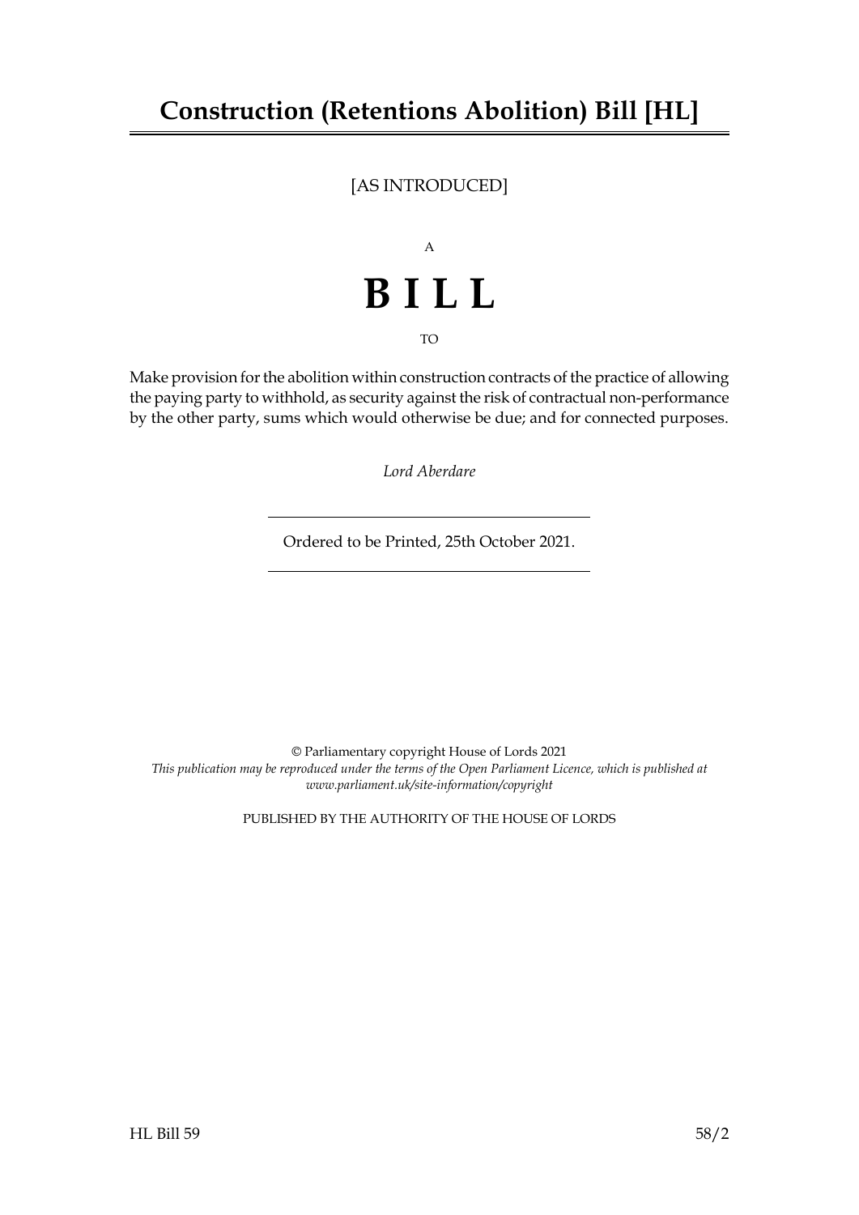# Construction (Retentions Abolition) Bill [HL]

[AS INTRODUCED]

A

# B I L L

TO

Make provision for the abolition within construction contracts of the practice of allowing the paying party to withhold, as security against the risk of contractual non-performance by the other party, sums which would otherwise be due; and for connected purposes.

*Lord Aberdare*

Ordered to be Printed, 25th October 2021.

© Parliamentary copyright House of Lords 2021
*This publication may be reproduced under the terms of the Open Parliament Licence, which is published at www.parliament.uk/site-information/copyright*

PUBLISHED BY THE AUTHORITY OF THE HOUSE OF LORDS

HL Bill 59 58/2